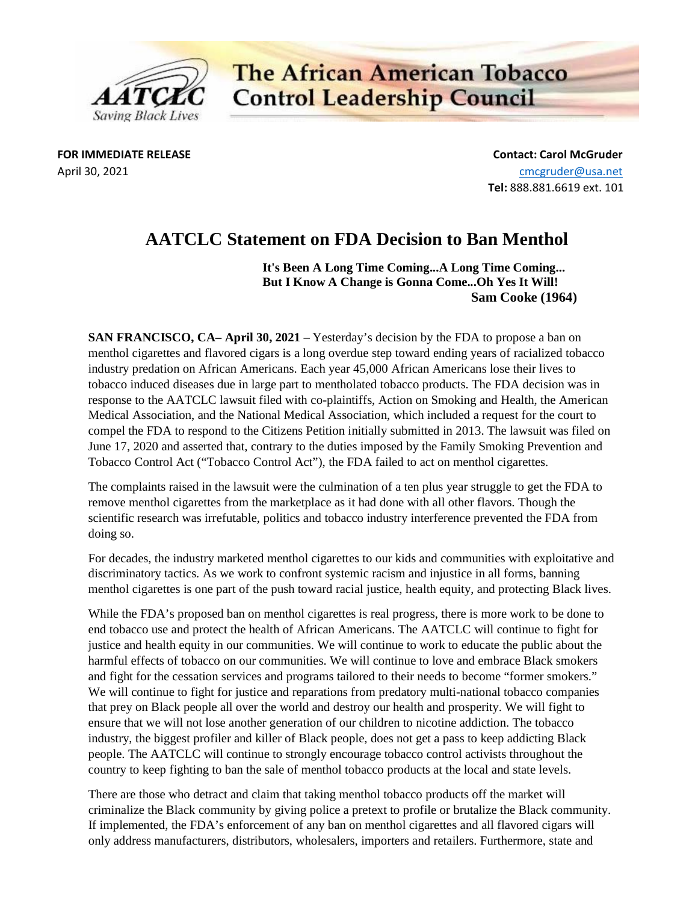**AATCLC** *Saving Black Lives*

**The African American Tobacco Control Leadership Council**

**FOR IMMEDIATE RELEASE**
April 30, 2021

**Contact: Carol McGruder**
cmcgruder@usa.net
**Tel:** 888.881.6619 ext. 101

# AATCLC Statement on FDA Decision to Ban Menthol

**It's Been A Long Time Coming...A Long Time Coming...**
**But I Know A Change is Gonna Come...Oh Yes It Will!**
**Sam Cooke (1964)**

**SAN FRANCISCO, CA– April 30, 2021** – Yesterday's decision by the FDA to propose a ban on menthol cigarettes and flavored cigars is a long overdue step toward ending years of racialized tobacco industry predation on African Americans. Each year 45,000 African Americans lose their lives to tobacco induced diseases due in large part to mentholated tobacco products. The FDA decision was in response to the AATCLC lawsuit filed with co-plaintiffs, Action on Smoking and Health, the American Medical Association, and the National Medical Association, which included a request for the court to compel the FDA to respond to the Citizens Petition initially submitted in 2013. The lawsuit was filed on June 17, 2020 and asserted that, contrary to the duties imposed by the Family Smoking Prevention and Tobacco Control Act ("Tobacco Control Act"), the FDA failed to act on menthol cigarettes.

The complaints raised in the lawsuit were the culmination of a ten plus year struggle to get the FDA to remove menthol cigarettes from the marketplace as it had done with all other flavors. Though the scientific research was irrefutable, politics and tobacco industry interference prevented the FDA from doing so.

For decades, the industry marketed menthol cigarettes to our kids and communities with exploitative and discriminatory tactics. As we work to confront systemic racism and injustice in all forms, banning menthol cigarettes is one part of the push toward racial justice, health equity, and protecting Black lives.

While the FDA's proposed ban on menthol cigarettes is real progress, there is more work to be done to end tobacco use and protect the health of African Americans. The AATCLC will continue to fight for justice and health equity in our communities. We will continue to work to educate the public about the harmful effects of tobacco on our communities. We will continue to love and embrace Black smokers and fight for the cessation services and programs tailored to their needs to become "former smokers." We will continue to fight for justice and reparations from predatory multi-national tobacco companies that prey on Black people all over the world and destroy our health and prosperity. We will fight to ensure that we will not lose another generation of our children to nicotine addiction. The tobacco industry, the biggest profiler and killer of Black people, does not get a pass to keep addicting Black people. The AATCLC will continue to strongly encourage tobacco control activists throughout the country to keep fighting to ban the sale of menthol tobacco products at the local and state levels.

There are those who detract and claim that taking menthol tobacco products off the market will criminalize the Black community by giving police a pretext to profile or brutalize the Black community. If implemented, the FDA's enforcement of any ban on menthol cigarettes and all flavored cigars will only address manufacturers, distributors, wholesalers, importers and retailers. Furthermore, state and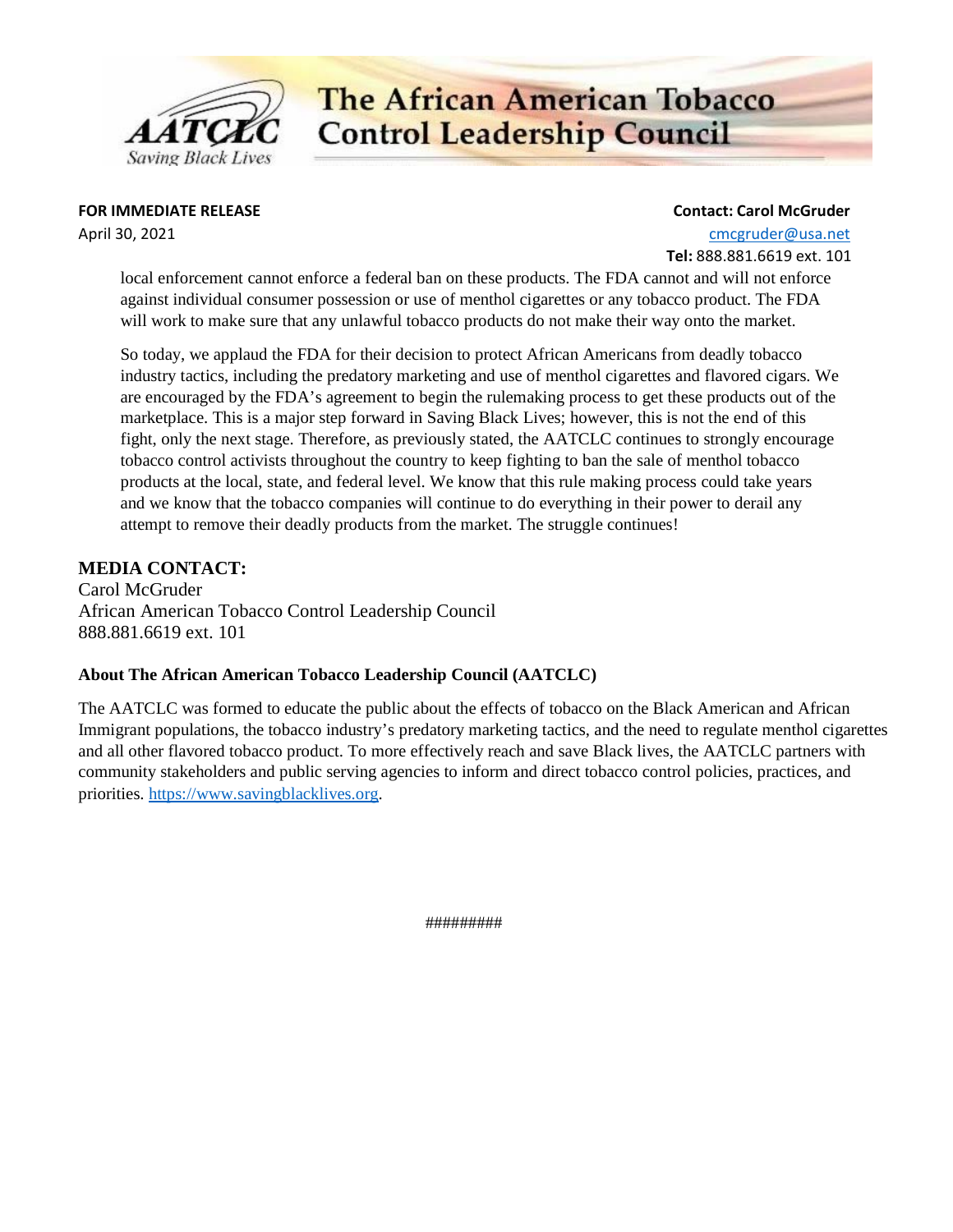**FOR IMMEDIATE RELEASE** **Contact: Carol McGruder**

April 30, 2021 cmcgruder@usa.net

**Tel:** 888.881.6619 ext. 101

local enforcement cannot enforce a federal ban on these products. The FDA cannot and will not enforce against individual consumer possession or use of menthol cigarettes or any tobacco product. The FDA will work to make sure that any unlawful tobacco products do not make their way onto the market.

So today, we applaud the FDA for their decision to protect African Americans from deadly tobacco industry tactics, including the predatory marketing and use of menthol cigarettes and flavored cigars. We are encouraged by the FDA's agreement to begin the rulemaking process to get these products out of the marketplace. This is a major step forward in Saving Black Lives; however, this is not the end of this fight, only the next stage. Therefore, as previously stated, the AATCLC continues to strongly encourage tobacco control activists throughout the country to keep fighting to ban the sale of menthol tobacco products at the local, state, and federal level. We know that this rule making process could take years and we know that the tobacco companies will continue to do everything in their power to derail any attempt to remove their deadly products from the market. The struggle continues!

## MEDIA CONTACT:

Carol McGruder
African American Tobacco Control Leadership Council
888.881.6619 ext. 101

### About The African American Tobacco Leadership Council (AATCLC)

The AATCLC was formed to educate the public about the effects of tobacco on the Black American and African Immigrant populations, the tobacco industry's predatory marketing tactics, and the need to regulate menthol cigarettes and all other flavored tobacco product. To more effectively reach and save Black lives, the AATCLC partners with community stakeholders and public serving agencies to inform and direct tobacco control policies, practices, and priorities. https://www.savingblacklives.org.

#########